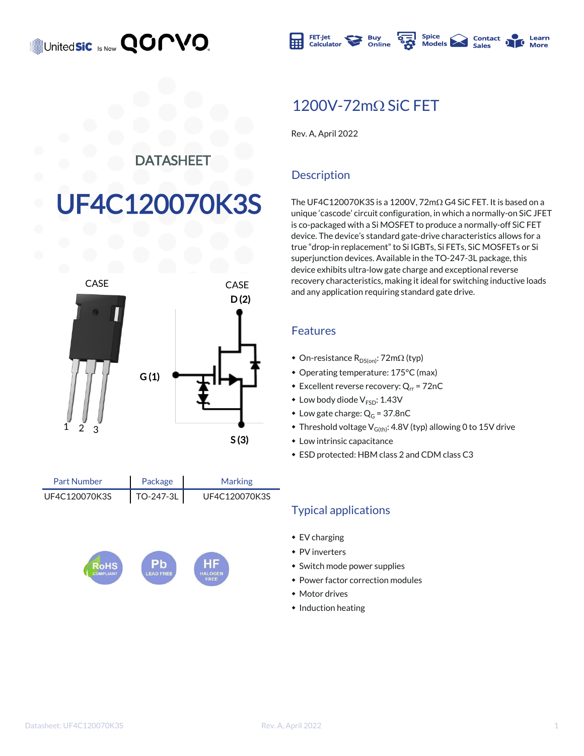UnitedSiC is Now Qorvo

FET-Jet Calculator | Buy Online | Spice Models | Contact Sales | Learn More

DATASHEET

# UF4C120070K3S

CASE

CASE

D (2)

G (1)

S (3)

1 2 3

| Part Number | Package | Marking |
|---|---|---|
| UF4C120070K3S | TO-247-3L | UF4C120070K3S |

RoHS COMPLIANT | Pb LEAD FREE | HF HALOGEN FREE

## 1200V-72mΩ SiC FET

Rev. A, April 2022

## Description

The UF4C120070K3S is a 1200V, 72mΩ G4 SiC FET. It is based on a unique 'cascode' circuit configuration, in which a normally-on SiC JFET is co-packaged with a Si MOSFET to produce a normally-off SiC FET device. The device's standard gate-drive characteristics allows for a true "drop-in replacement" to Si IGBTs, Si FETs, SiC MOSFETs or Si superjunction devices. Available in the TO-247-3L package, this device exhibits ultra-low gate charge and exceptional reverse recovery characteristics, making it ideal for switching inductive loads and any application requiring standard gate drive.

## Features

- On-resistance $R_{DS(on)}$: 72mΩ (typ)
- Operating temperature: 175°C (max)
- Excellent reverse recovery: $Q_{rr}$ = 72nC
- Low body diode $V_{FSD}$: 1.43V
- Low gate charge: $Q_G$ = 37.8nC
- Threshold voltage $V_{G(th)}$: 4.8V (typ) allowing 0 to 15V drive
- Low intrinsic capacitance
- ESD protected: HBM class 2 and CDM class C3

## Typical applications

- EV charging
- PV inverters
- Switch mode power supplies
- Power factor correction modules
- Motor drives
- Induction heating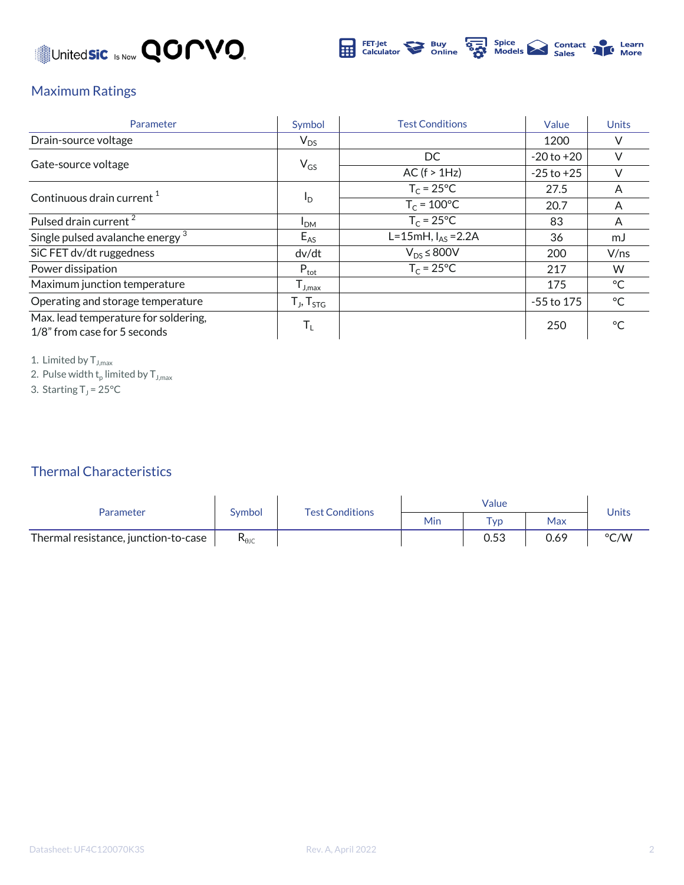## Maximum Ratings

| Parameter | Symbol | Test Conditions | Value | Units |
|---|---|---|---|---|
| Drain-source voltage | $V_{DS}$ | | 1200 | V |
| Gate-source voltage | $V_{GS}$ | DC | -20 to +20 | V |
| | | AC (f > 1Hz) | -25 to +25 | V |
| Continuous drain current [1] | $I_D$ | $T_C$ = 25°C | 27.5 | A |
| | | $T_C$ = 100°C | 20.7 | A |
| Pulsed drain current [2] | $I_{DM}$ | $T_C$ = 25°C | 83 | A |
| Single pulsed avalanche energy [3] | $E_{AS}$ | L=15mH, $I_{AS}$ =2.2A | 36 | mJ |
| SiC FET dv/dt ruggedness | dv/dt | $V_{DS} \leq$ 800V | 200 | V/ns |
| Power dissipation | $P_{tot}$ | $T_C$ = 25°C | 217 | W |
| Maximum junction temperature | $T_{J,max}$ | | 175 | °C |
| Operating and storage temperature | $T_J$, $T_{STG}$ | | -55 to 175 | °C |
| Max. lead temperature for soldering, 1/8” from case for 5 seconds | $T_L$ | | 250 | °C |

1. Limited by $T_{J,max}$
2. Pulse width $t_p$ limited by $T_{J,max}$
3. Starting $T_J$ = 25°C

## Thermal Characteristics

| Parameter | Symbol | Test Conditions | Value | | | Units |
|---|---|---|---|---|---|---|
| | | | Min | Typ | Max | |
| Thermal resistance, junction-to-case | $R_{\theta JC}$ | | | 0.53 | 0.69 | °C/W |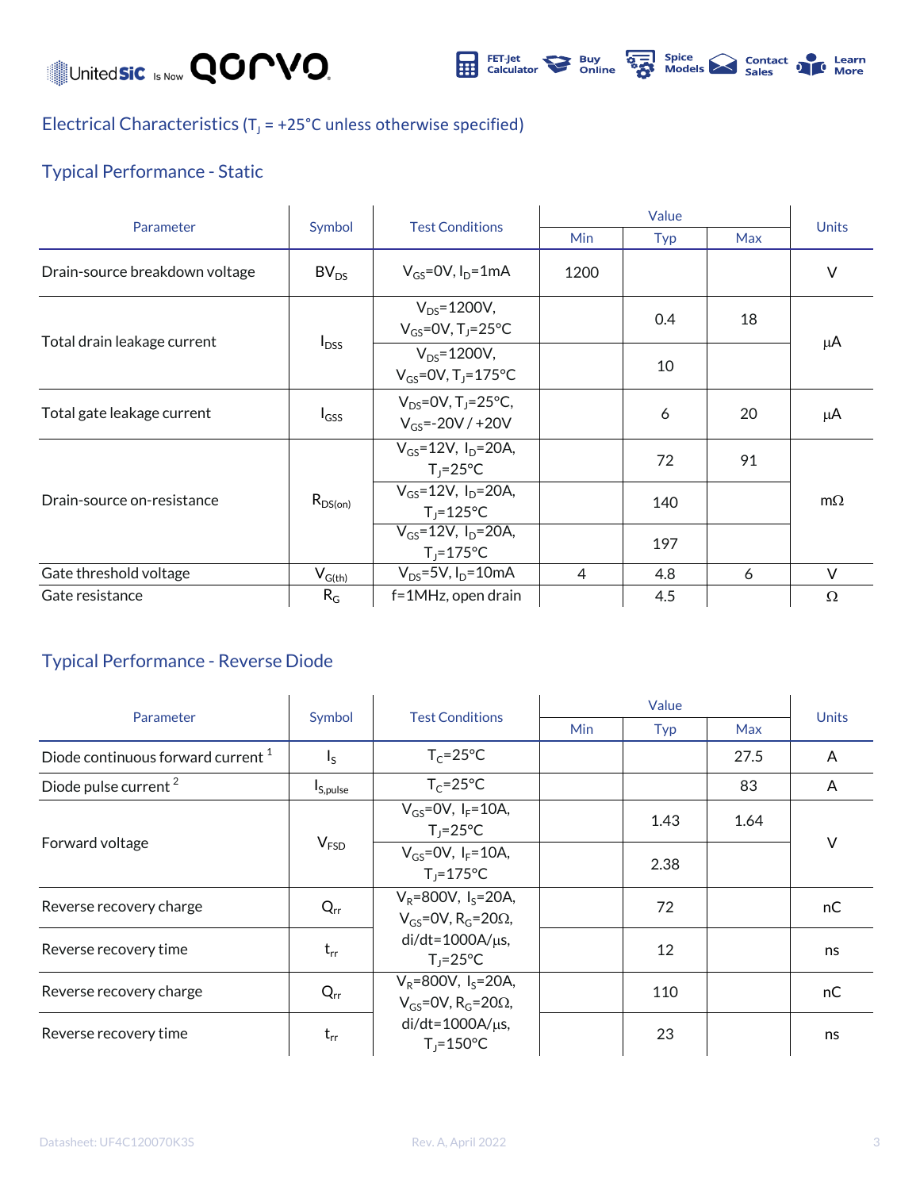## Electrical Characteristics ($T_J$ = +25°C unless otherwise specified)

### Typical Performance - Static

| Parameter | Symbol | Test Conditions | Value | | | Units |
|---|---|---|---|---|---|---|
| | | | Min | Typ | Max | |
| Drain-source breakdown voltage | $BV_{DS}$ | $V_{GS}$=0V, $I_D$=1mA | 1200 | | | V |
| Total drain leakage current | $I_{DSS}$ | $V_{DS}$=1200V, $V_{GS}$=0V, $T_J$=25°C | | 0.4 | 18 | μA |
| | | $V_{DS}$=1200V, $V_{GS}$=0V, $T_J$=175°C | | 10 | | |
| Total gate leakage current | $I_{GSS}$ | $V_{DS}$=0V, $T_J$=25°C, $V_{GS}$=-20V / +20V | | 6 | 20 | μA |
| Drain-source on-resistance | $R_{DS(on)}$ | $V_{GS}$=12V, $I_D$=20A, $T_J$=25°C | | 72 | 91 | mΩ |
| | | $V_{GS}$=12V, $I_D$=20A, $T_J$=125°C | | 140 | | |
| | | $V_{GS}$=12V, $I_D$=20A, $T_J$=175°C | | 197 | | |
| Gate threshold voltage | $V_{G(th)}$ | $V_{DS}$=5V, $I_D$=10mA | 4 | 4.8 | 6 | V |
| Gate resistance | $R_G$ | f=1MHz, open drain | | 4.5 | | Ω |

### Typical Performance - Reverse Diode

| Parameter | Symbol | Test Conditions | Value | | | Units |
|---|---|---|---|---|---|---|
| | | | Min | Typ | Max | |
| Diode continuous forward current [1] | $I_S$ | $T_C$=25°C | | | 27.5 | A |
| Diode pulse current [2] | $I_{S,pulse}$ | $T_C$=25°C | | | 83 | A |
| Forward voltage | $V_{FSD}$ | $V_{GS}$=0V, $I_F$=10A, $T_J$=25°C | | 1.43 | 1.64 | V |
| | | $V_{GS}$=0V, $I_F$=10A, $T_J$=175°C | | 2.38 | | |
| Reverse recovery charge | $Q_{rr}$ | $V_R$=800V, $I_S$=20A, $V_{GS}$=0V, $R_G$=20Ω, di/dt=1000A/μs, $T_J$=25°C | | 72 | | nC |
| Reverse recovery time | $t_{rr}$ | | | 12 | | ns |
| Reverse recovery charge | $Q_{rr}$ | $V_R$=800V, $I_S$=20A, $V_{GS}$=0V, $R_G$=20Ω, di/dt=1000A/μs, $T_J$=150°C | | 110 | | nC |
| Reverse recovery time | $t_{rr}$ | | | 23 | | ns |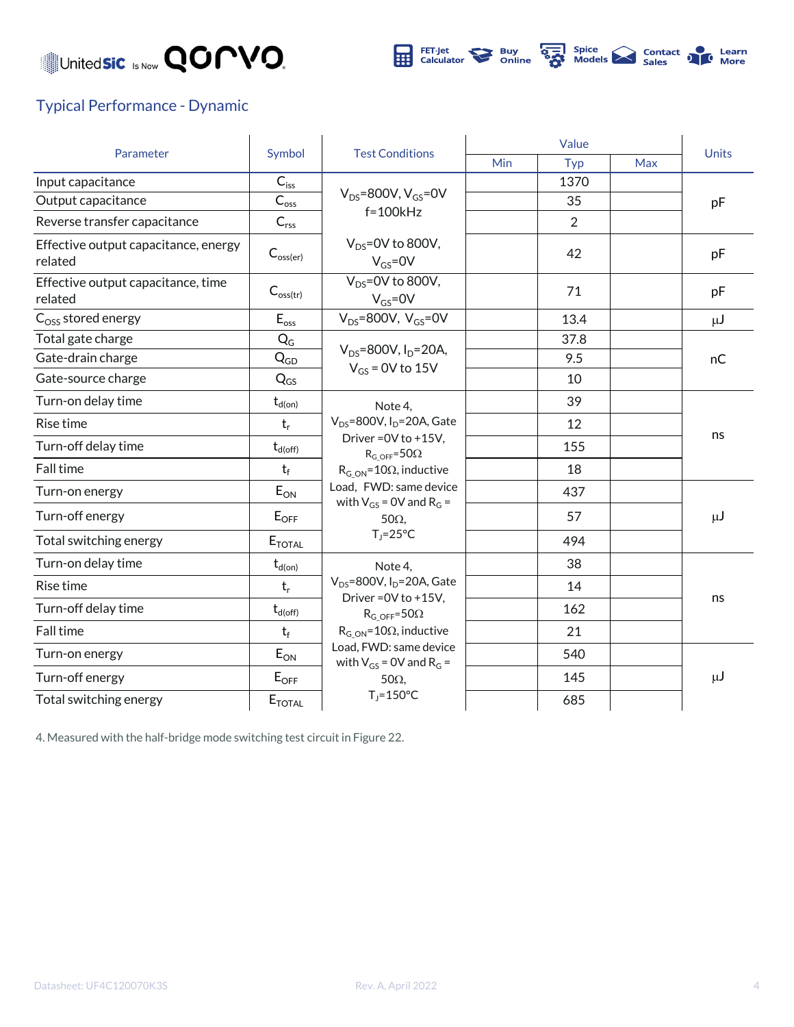## Typical Performance - Dynamic

| Parameter | Symbol | Test Conditions | Value | | | Units |
|---|---|---|---|---|---|---|
| | | | Min | Typ | Max | |
| Input capacitance | $C_{iss}$ | $V_{DS}$=800V, $V_{GS}$=0V f=100kHz | | 1370 | | pF |
| Output capacitance | $C_{oss}$ | | | 35 | | |
| Reverse transfer capacitance | $C_{rss}$ | | | 2 | | |
| Effective output capacitance, energy related | $C_{oss(er)}$ | $V_{DS}$=0V to 800V, $V_{GS}$=0V | | 42 | | pF |
| Effective output capacitance, time related | $C_{oss(tr)}$ | $V_{DS}$=0V to 800V, $V_{GS}$=0V | | 71 | | pF |
| $C_{OSS}$ stored energy | $E_{oss}$ | $V_{DS}$=800V, $V_{GS}$=0V | | 13.4 | | μJ |
| Total gate charge | $Q_G$ | $V_{DS}$=800V, $I_D$=20A, $V_{GS}$ = 0V to 15V | | 37.8 | | nC |
| Gate-drain charge | $Q_{GD}$ | | | 9.5 | | |
| Gate-source charge | $Q_{GS}$ | | | 10 | | |
| Turn-on delay time | $t_{d(on)}$ | Note 4, $V_{DS}$=800V, $I_D$=20A, Gate Driver =0V to +15V, $R_{G\_OFF}$=50Ω $R_{G\_ON}$=10Ω, inductive Load, FWD: same device with $V_{GS}$ = 0V and $R_G$ = 50Ω, $T_J$=25°C | | 39 | | ns |
| Rise time | $t_r$ | | | 12 | | |
| Turn-off delay time | $t_{d(off)}$ | | | 155 | | |
| Fall time | $t_f$ | | | 18 | | |
| Turn-on energy | $E_{ON}$ | | | 437 | | μJ |
| Turn-off energy | $E_{OFF}$ | | | 57 | | |
| Total switching energy | $E_{TOTAL}$ | | | 494 | | |
| Turn-on delay time | $t_{d(on)}$ | Note 4, $V_{DS}$=800V, $I_D$=20A, Gate Driver =0V to +15V, $R_{G\_OFF}$=50Ω $R_{G\_ON}$=10Ω, inductive Load, FWD: same device with $V_{GS}$ = 0V and $R_G$ = 50Ω, $T_J$=150°C | | 38 | | ns |
| Rise time | $t_r$ | | | 14 | | |
| Turn-off delay time | $t_{d(off)}$ | | | 162 | | |
| Fall time | $t_f$ | | | 21 | | |
| Turn-on energy | $E_{ON}$ | | | 540 | | μJ |
| Turn-off energy | $E_{OFF}$ | | | 145 | | |
| Total switching energy | $E_{TOTAL}$ | | | 685 | | |

4. Measured with the half-bridge mode switching test circuit in Figure 22.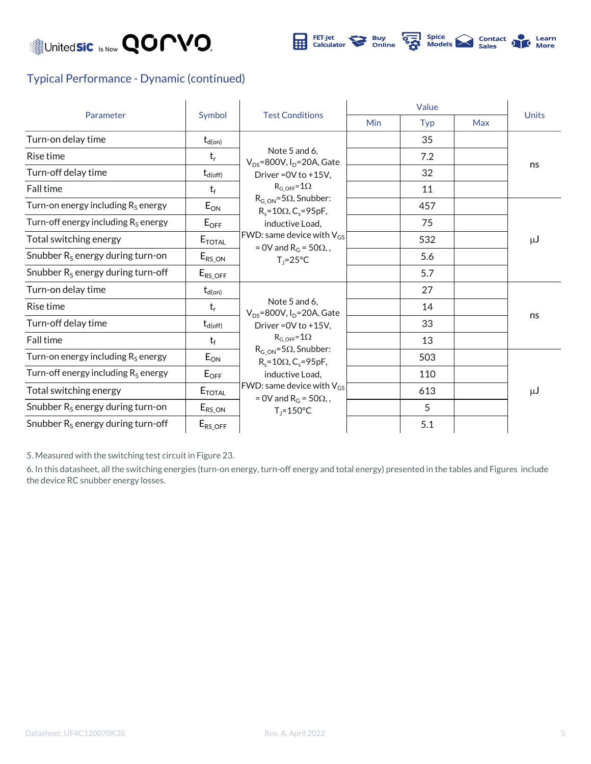## Typical Performance - Dynamic (continued)

| Parameter | Symbol | Test Conditions | Value | | | Units |
|---|---|---|---|---|---|---|
| | | | Min | Typ | Max | |
| Turn-on delay time | $t_{d(on)}$ | Note 5 and 6, $V_{DS}$=800V, $I_D$=20A, Gate Driver =0V to +15V, $R_{G\_OFF}$=1Ω $R_{G\_ON}$=5Ω, Snubber: $R_s$=10Ω, $C_s$=95pF, inductive Load, FWD: same device with $V_{GS}$ = 0V and $R_G$ = 50Ω, , $T_J$=25°C | | 35 | | ns |
| Rise time | $t_r$ | | | 7.2 | | ns |
| Turn-off delay time | $t_{d(off)}$ | | | 32 | | ns |
| Fall time | $t_f$ | | | 11 | | ns |
| Turn-on energy including $R_S$ energy | $E_{ON}$ | | | 457 | | μJ |
| Turn-off energy including $R_S$ energy | $E_{OFF}$ | | | 75 | | μJ |
| Total switching energy | $E_{TOTAL}$ | | | 532 | | μJ |
| Snubber $R_S$ energy during turn-on | $E_{RS\_ON}$ | | | 5.6 | | μJ |
| Snubber $R_S$ energy during turn-off | $E_{RS\_OFF}$ | | | 5.7 | | μJ |
| Turn-on delay time | $t_{d(on)}$ | Note 5 and 6, $V_{DS}$=800V, $I_D$=20A, Gate Driver =0V to +15V, $R_{G\_OFF}$=1Ω $R_{G\_ON}$=5Ω, Snubber: $R_s$=10Ω, $C_s$=95pF, inductive Load, FWD: same device with $V_{GS}$ = 0V and $R_G$ = 50Ω, , $T_J$=150°C | | 27 | | ns |
| Rise time | $t_r$ | | | 14 | | ns |
| Turn-off delay time | $t_{d(off)}$ | | | 33 | | ns |
| Fall time | $t_f$ | | | 13 | | ns |
| Turn-on energy including $R_S$ energy | $E_{ON}$ | | | 503 | | μJ |
| Turn-off energy including $R_S$ energy | $E_{OFF}$ | | | 110 | | μJ |
| Total switching energy | $E_{TOTAL}$ | | | 613 | | μJ |
| Snubber $R_S$ energy during turn-on | $E_{RS\_ON}$ | | | 5 | | μJ |
| Snubber $R_S$ energy during turn-off | $E_{RS\_OFF}$ | | | 5.1 | | μJ |

5. Measured with the switching test circuit in Figure 23.

6. In this datasheet, all the switching energies (turn-on energy, turn-off energy and total energy) presented in the tables and Figures include the device RC snubber energy losses.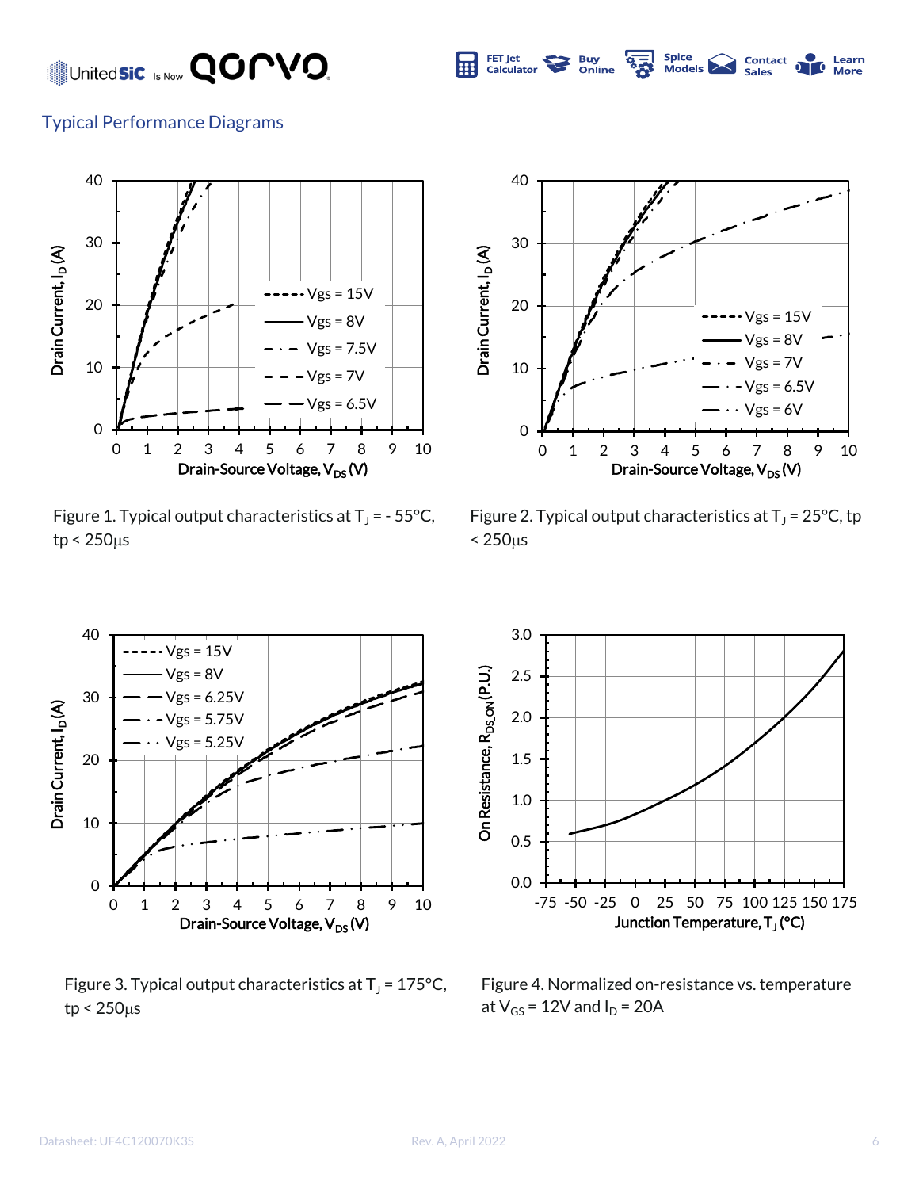## Typical Performance Diagrams

Figure 1. Typical output characteristics at $T_J$ = - 55°C, tp < 250μs

Figure 2. Typical output characteristics at $T_J$ = 25°C, tp < 250μs

Figure 3. Typical output characteristics at $T_J$ = 175°C, tp < 250μs

Figure 4. Normalized on-resistance vs. temperature at $V_{GS}$ = 12V and $I_D$ = 20A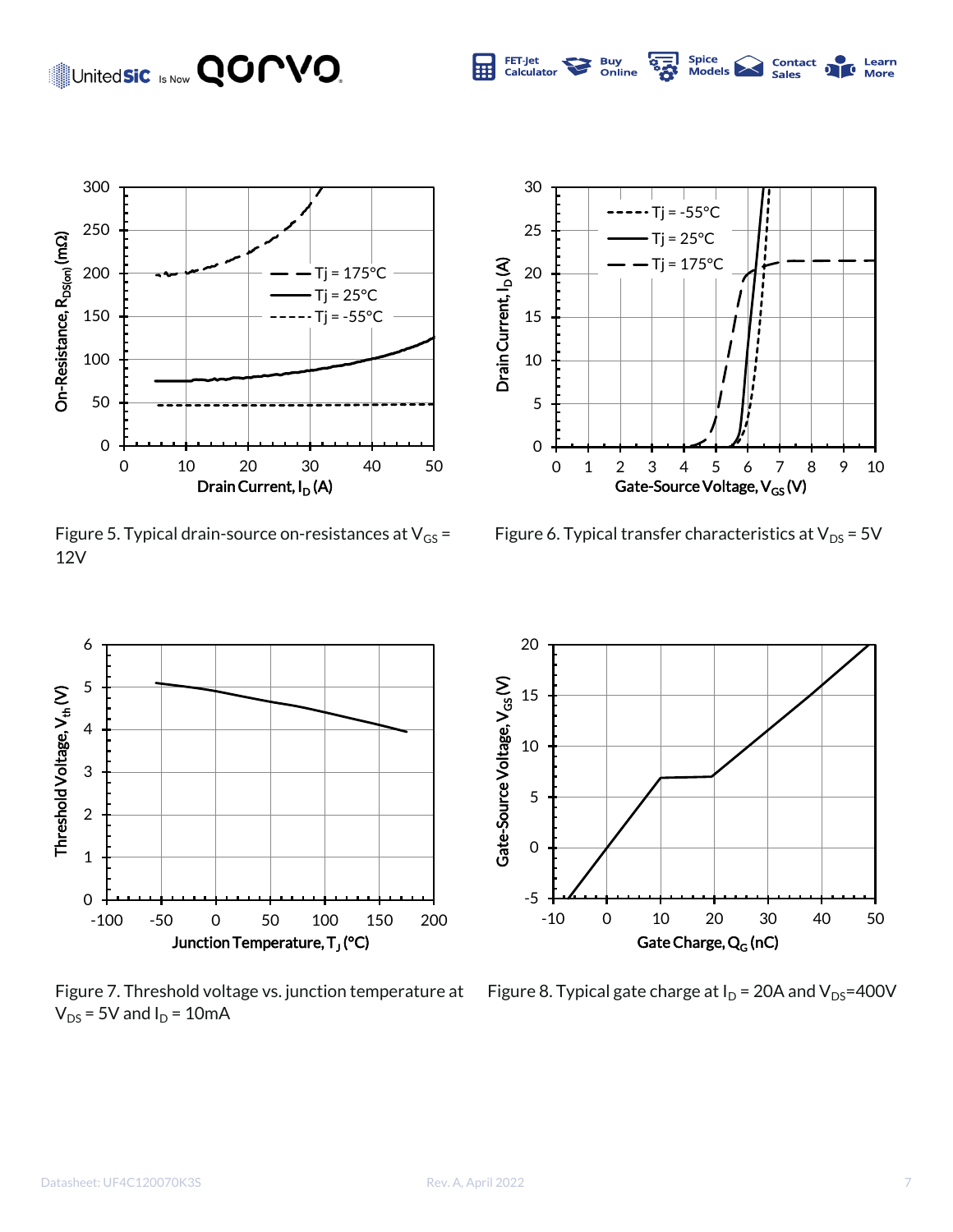Figure 5. Typical drain-source on-resistances at $V_{GS}$ = 12V

Figure 6. Typical transfer characteristics at $V_{DS}$ = 5V

Figure 7. Threshold voltage vs. junction temperature at $V_{DS}$ = 5V and $I_D$ = 10mA

Figure 8. Typical gate charge at $I_D$ = 20A and $V_{DS}$=400V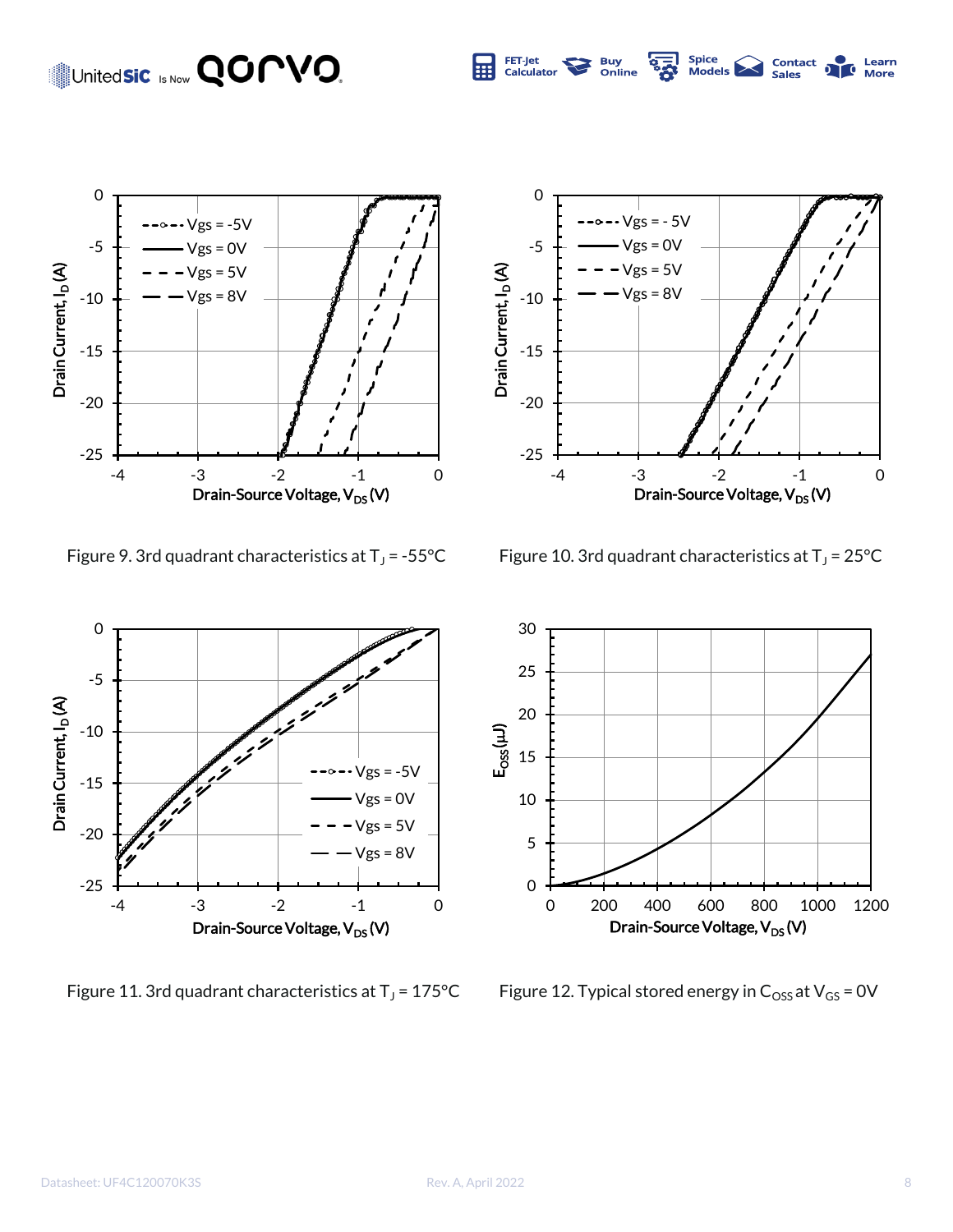Figure 9. 3rd quadrant characteristics at $T_J$ = -55°C

Figure 10. 3rd quadrant characteristics at $T_J$ = 25°C

Figure 11. 3rd quadrant characteristics at $T_J$ = 175°C

Figure 12. Typical stored energy in $C_{OSS}$ at $V_{GS}$ = 0V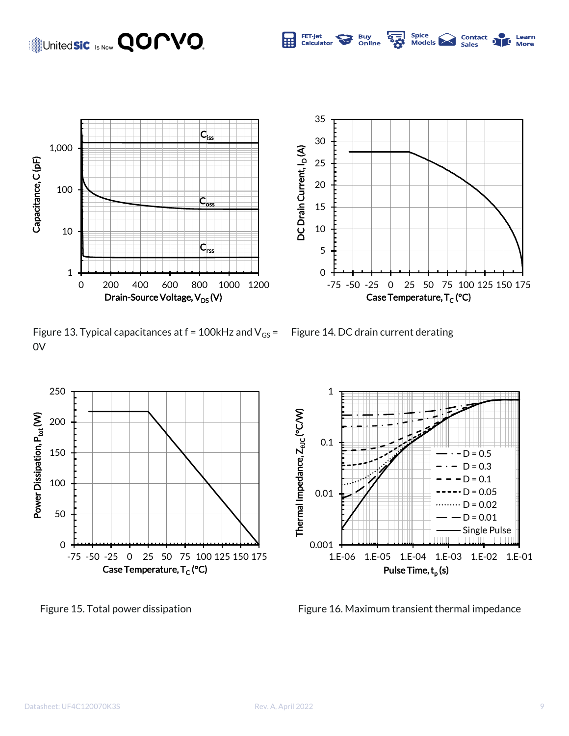Figure 13. Typical capacitances at f = 100kHz and $V_{GS}$ = 0V

Figure 14. DC drain current derating

Figure 15. Total power dissipation

Figure 16. Maximum transient thermal impedance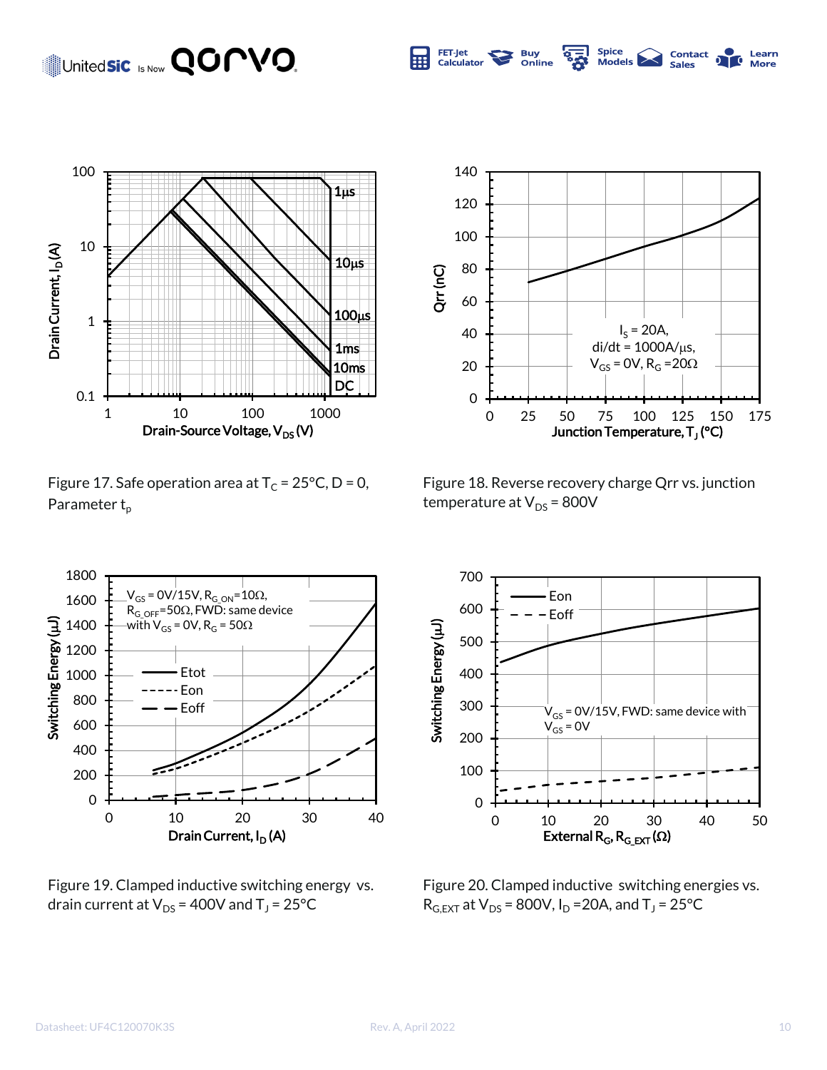Figure 17. Safe operation area at $T_C$ = 25°C, D = 0, Parameter $t_p$

Figure 18. Reverse recovery charge Qrr vs. junction temperature at $V_{DS}$ = 800V

Figure 19. Clamped inductive switching energy vs. drain current at $V_{DS}$ = 400V and $T_J$ = 25°C

Figure 20. Clamped inductive switching energies vs. $R_{G,EXT}$ at $V_{DS}$ = 800V, $I_D$ =20A, and $T_J$ = 25°C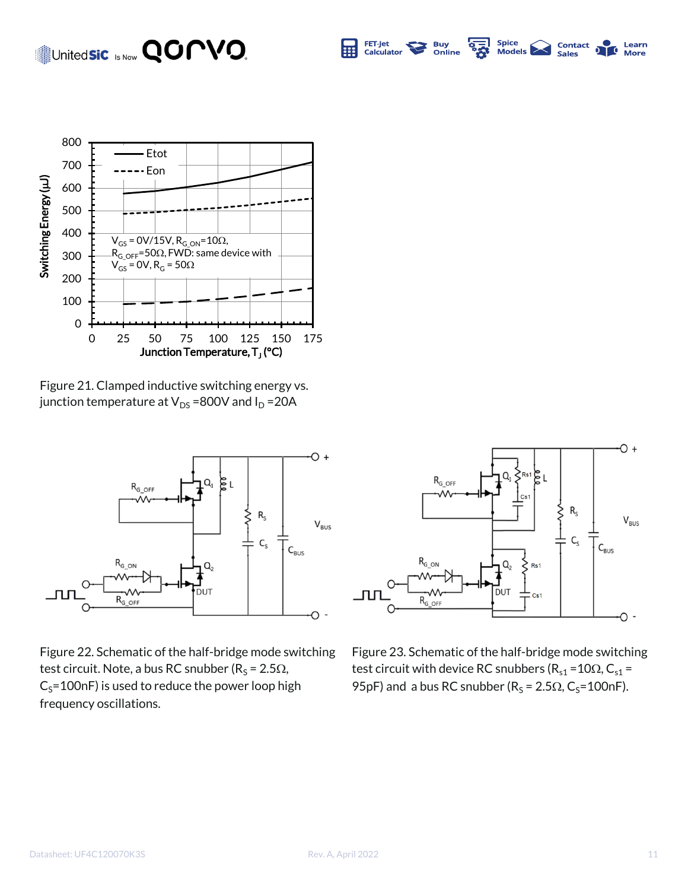Figure 21. Clamped inductive switching energy vs. junction temperature at $V_{DS}$ =800V and $I_D$ =20A

Figure 22. Schematic of the half-bridge mode switching test circuit. Note, a bus RC snubber ($R_S$ = 2.5Ω, $C_S$=100nF) is used to reduce the power loop high frequency oscillations.

Figure 23. Schematic of the half-bridge mode switching test circuit with device RC snubbers ($R_{s1}$ =10Ω, $C_{s1}$ = 95pF) and a bus RC snubber ($R_S$ = 2.5Ω, $C_S$=100nF).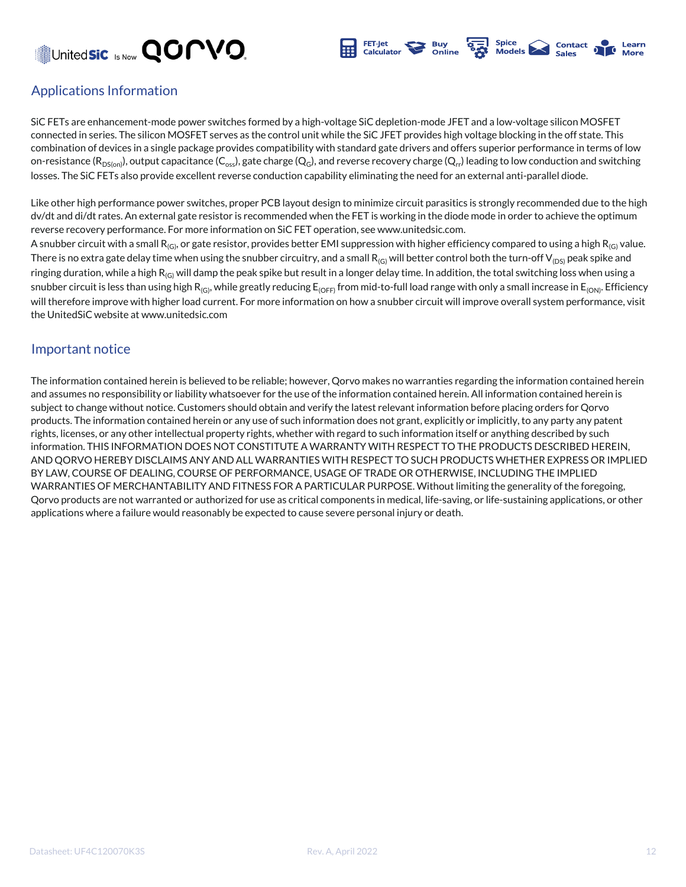## Applications Information

SiC FETs are enhancement-mode power switches formed by a high-voltage SiC depletion-mode JFET and a low-voltage silicon MOSFET connected in series. The silicon MOSFET serves as the control unit while the SiC JFET provides high voltage blocking in the off state. This combination of devices in a single package provides compatibility with standard gate drivers and offers superior performance in terms of low on-resistance ($R_{DS(on)}$), output capacitance ($C_{oss}$), gate charge ($Q_G$), and reverse recovery charge ($Q_{rr}$) leading to low conduction and switching losses. The SiC FETs also provide excellent reverse conduction capability eliminating the need for an external anti-parallel diode.

Like other high performance power switches, proper PCB layout design to minimize circuit parasitics is strongly recommended due to the high dv/dt and di/dt rates. An external gate resistor is recommended when the FET is working in the diode mode in order to achieve the optimum reverse recovery performance. For more information on SiC FET operation, see www.unitedsic.com.

A snubber circuit with a small $R_{(G)}$, or gate resistor, provides better EMI suppression with higher efficiency compared to using a high $R_{(G)}$ value. There is no extra gate delay time when using the snubber circuitry, and a small $R_{(G)}$ will better control both the turn-off $V_{(DS)}$ peak spike and ringing duration, while a high $R_{(G)}$ will damp the peak spike but result in a longer delay time. In addition, the total switching loss when using a snubber circuit is less than using high $R_{(G)}$, while greatly reducing $E_{(OFF)}$ from mid-to-full load range with only a small increase in $E_{(ON)}$. Efficiency will therefore improve with higher load current. For more information on how a snubber circuit will improve overall system performance, visit the UnitedSiC website at www.unitedsic.com

## Important notice

The information contained herein is believed to be reliable; however, Qorvo makes no warranties regarding the information contained herein and assumes no responsibility or liability whatsoever for the use of the information contained herein. All information contained herein is subject to change without notice. Customers should obtain and verify the latest relevant information before placing orders for Qorvo products. The information contained herein or any use of such information does not grant, explicitly or implicitly, to any party any patent rights, licenses, or any other intellectual property rights, whether with regard to such information itself or anything described by such information. THIS INFORMATION DOES NOT CONSTITUTE A WARRANTY WITH RESPECT TO THE PRODUCTS DESCRIBED HEREIN, AND QORVO HEREBY DISCLAIMS ANY AND ALL WARRANTIES WITH RESPECT TO SUCH PRODUCTS WHETHER EXPRESS OR IMPLIED BY LAW, COURSE OF DEALING, COURSE OF PERFORMANCE, USAGE OF TRADE OR OTHERWISE, INCLUDING THE IMPLIED WARRANTIES OF MERCHANTABILITY AND FITNESS FOR A PARTICULAR PURPOSE. Without limiting the generality of the foregoing, Qorvo products are not warranted or authorized for use as critical components in medical, life-saving, or life-sustaining applications, or other applications where a failure would reasonably be expected to cause severe personal injury or death.